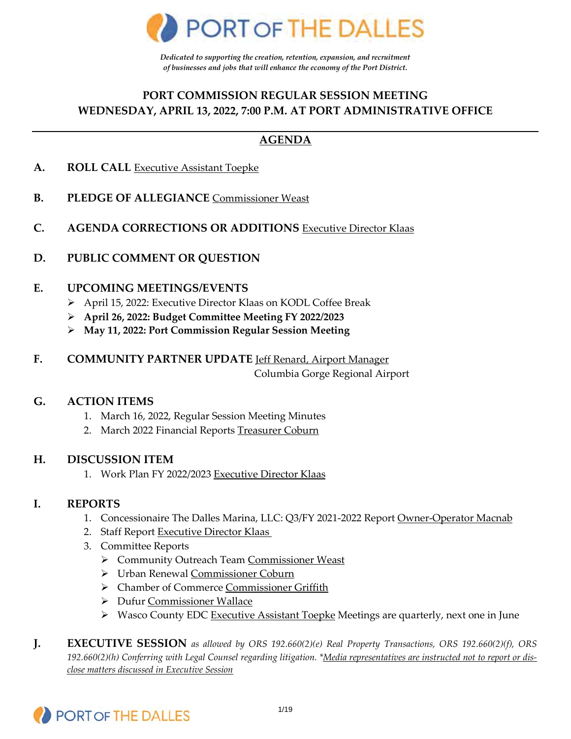# PORT OF THE DALLES

*Dedicated to supporting the creation, retention, expansion, and recruitment of businesses and jobs that will enhance the economy of the Port District.*

## PORT COMMISSION REGULAR SESSION MEETING
## WEDNESDAY, APRIL 13, 2022, 7:00 P.M. AT PORT ADMINISTRATIVE OFFICE

---

## AGENDA

**A. ROLL CALL** Executive Assistant Toepke

**B. PLEDGE OF ALLEGIANCE** Commissioner Weast

**C. AGENDA CORRECTIONS OR ADDITIONS** Executive Director Klaas

**D. PUBLIC COMMENT OR QUESTION**

**E. UPCOMING MEETINGS/EVENTS**
- April 15, 2022: Executive Director Klaas on KODL Coffee Break
- **April 26, 2022: Budget Committee Meeting FY 2022/2023**
- **May 11, 2022: Port Commission Regular Session Meeting**

**F. COMMUNITY PARTNER UPDATE** Jeff Renard, Airport Manager
Columbia Gorge Regional Airport

**G. ACTION ITEMS**
1. March 16, 2022, Regular Session Meeting Minutes
2. March 2022 Financial Reports Treasurer Coburn

**H. DISCUSSION ITEM**
1. Work Plan FY 2022/2023 Executive Director Klaas

**I. REPORTS**
1. Concessionaire The Dalles Marina, LLC: Q3/FY 2021-2022 Report Owner-Operator Macnab
2. Staff Report Executive Director Klaas
3. Committee Reports
   - Community Outreach Team Commissioner Weast
   - Urban Renewal Commissioner Coburn
   - Chamber of Commerce Commissioner Griffith
   - Dufur Commissioner Wallace
   - Wasco County EDC Executive Assistant Toepke Meetings are quarterly, next one in June

**J. EXECUTIVE SESSION** *as allowed by ORS 192.660(2)(e) Real Property Transactions, ORS 192.660(2)(f), ORS 192.660(2)(h) Conferring with Legal Counsel regarding litigation. \*Media representatives are instructed not to report or disclose matters discussed in Executive Session*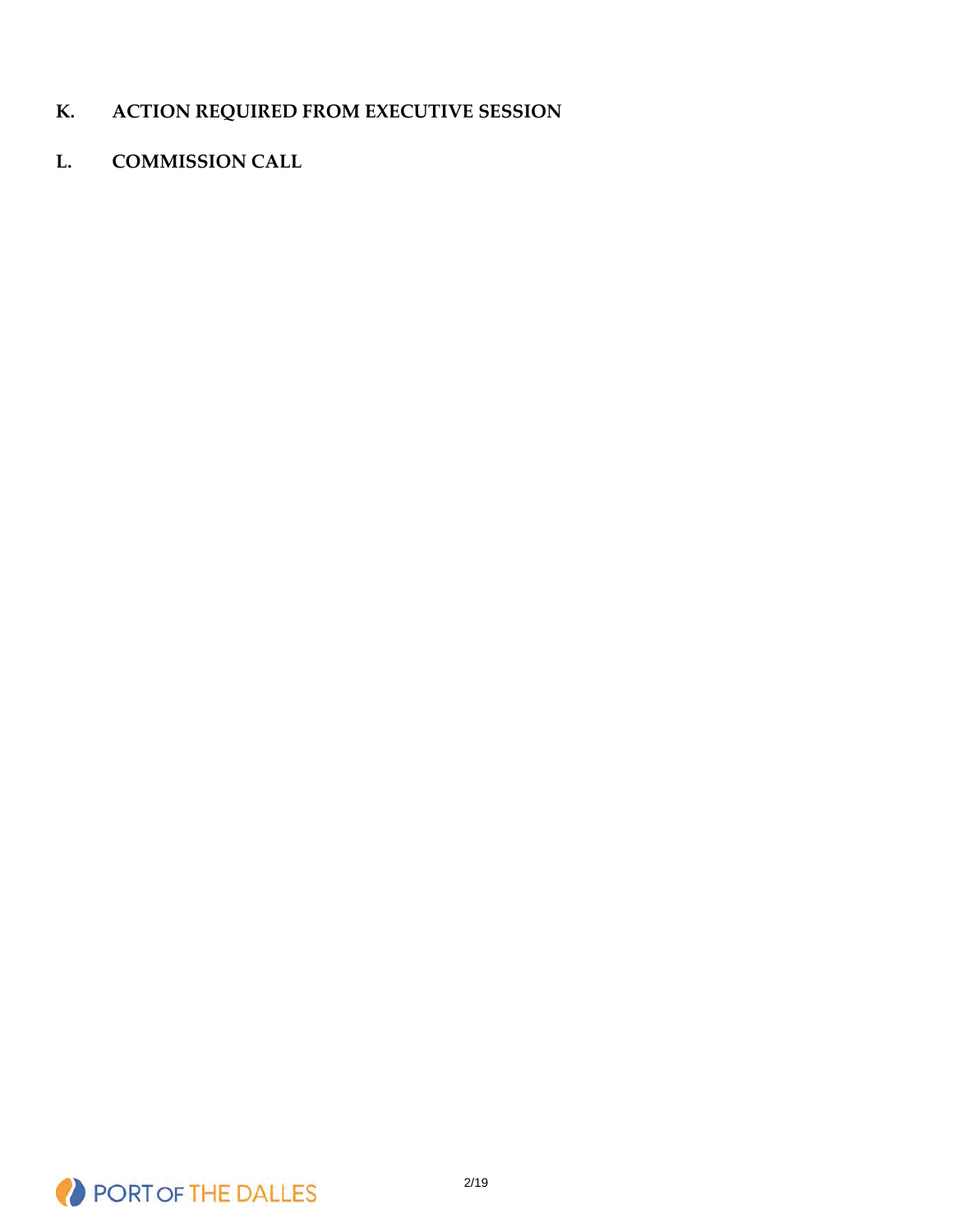**K. ACTION REQUIRED FROM EXECUTIVE SESSION**

**L. COMMISSION CALL**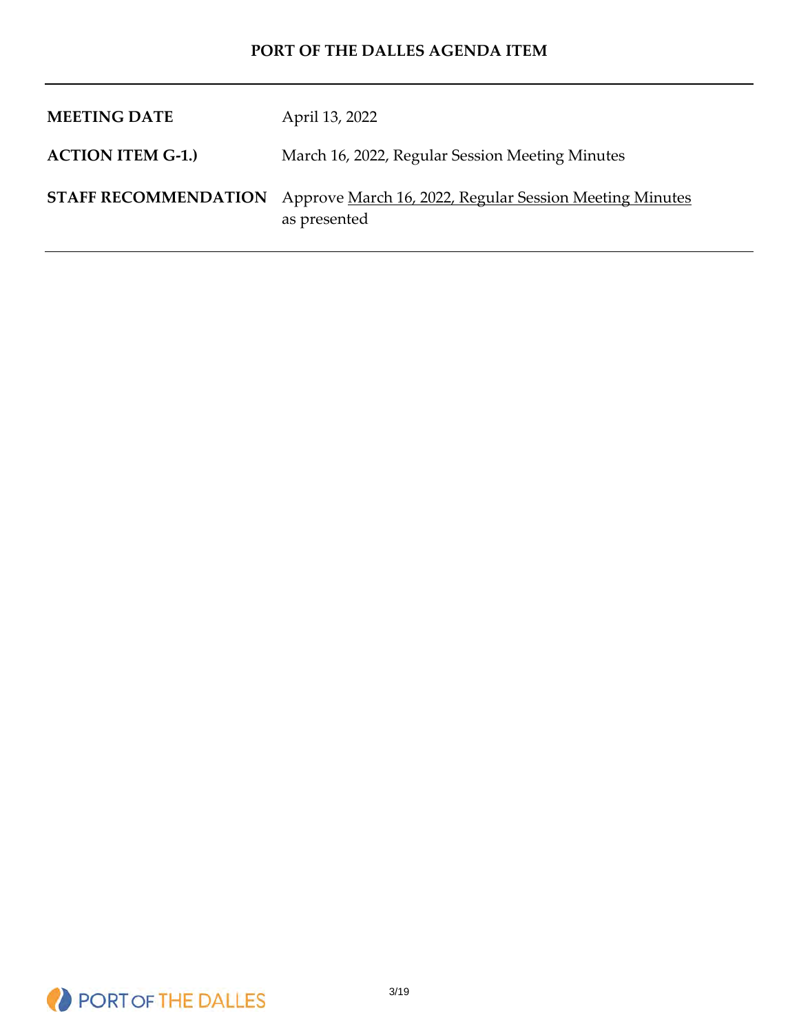**PORT OF THE DALLES AGENDA ITEM**

| | |
|---|---|
| **MEETING DATE** | April 13, 2022 |
| **ACTION ITEM G-1.)** | March 16, 2022, Regular Session Meeting Minutes |
| **STAFF RECOMMENDATION** | Approve March 16, 2022, Regular Session Meeting Minutes as presented |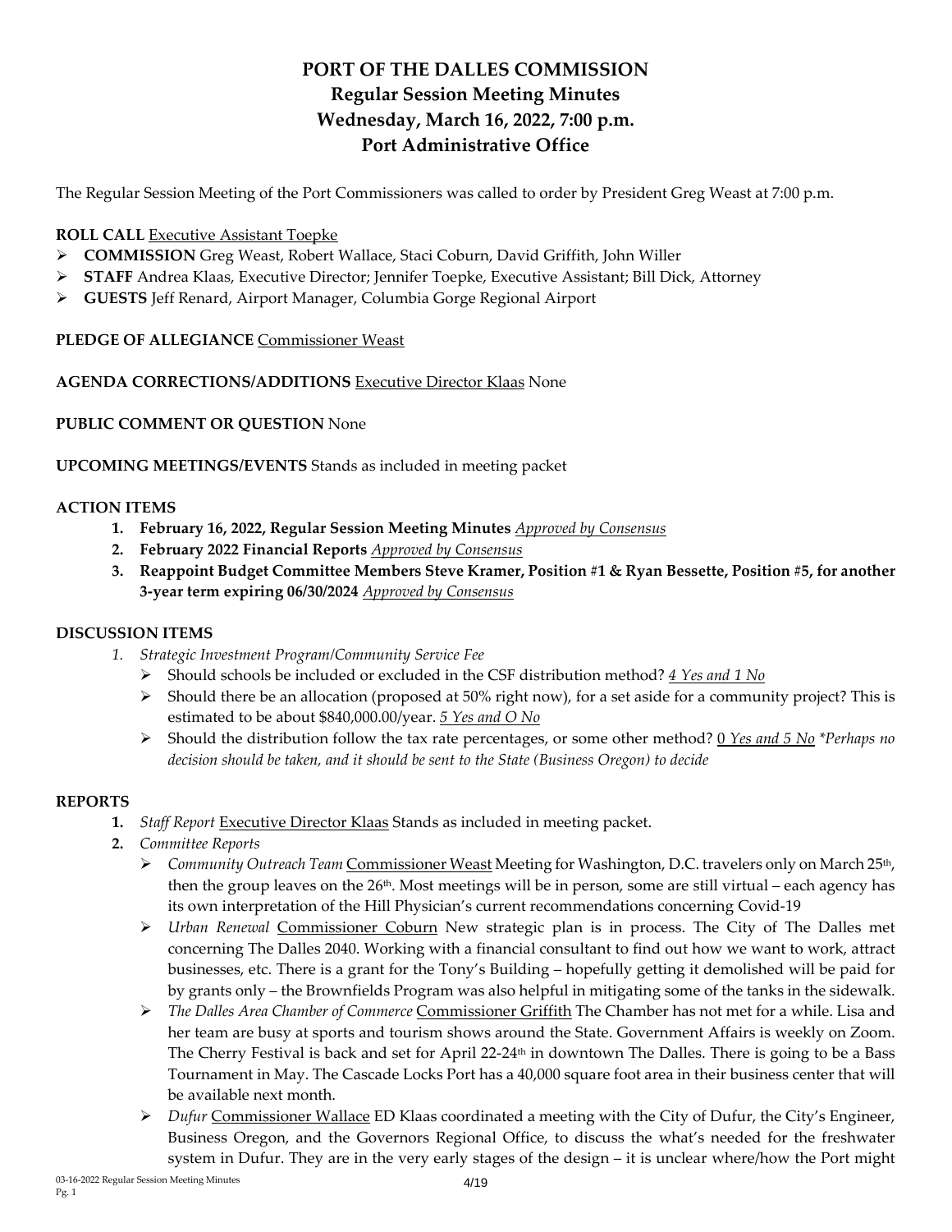# PORT OF THE DALLES COMMISSION
## Regular Session Meeting Minutes
## Wednesday, March 16, 2022, 7:00 p.m.
## Port Administrative Office

The Regular Session Meeting of the Port Commissioners was called to order by President Greg Weast at 7:00 p.m.

**ROLL CALL** Executive Assistant Toepke

- **COMMISSION** Greg Weast, Robert Wallace, Staci Coburn, David Griffith, John Willer
- **STAFF** Andrea Klaas, Executive Director; Jennifer Toepke, Executive Assistant; Bill Dick, Attorney
- **GUESTS** Jeff Renard, Airport Manager, Columbia Gorge Regional Airport

**PLEDGE OF ALLEGIANCE** Commissioner Weast

**AGENDA CORRECTIONS/ADDITIONS** Executive Director Klaas None

**PUBLIC COMMENT OR QUESTION** None

**UPCOMING MEETINGS/EVENTS** Stands as included in meeting packet

**ACTION ITEMS**

1. **February 16, 2022, Regular Session Meeting Minutes** *Approved by Consensus*
2. **February 2022 Financial Reports** *Approved by Consensus*
3. **Reappoint Budget Committee Members Steve Kramer, Position #1 & Ryan Bessette, Position #5, for another 3-year term expiring 06/30/2024** *Approved by Consensus*

**DISCUSSION ITEMS**

1. *Strategic Investment Program/Community Service Fee*
   - Should schools be included or excluded in the CSF distribution method? *4 Yes and 1 No*
   - Should there be an allocation (proposed at 50% right now), for a set aside for a community project? This is estimated to be about $840,000.00/year. *5 Yes and O No*
   - Should the distribution follow the tax rate percentages, or some other method? *0 Yes and 5 No* *\*Perhaps no decision should be taken, and it should be sent to the State (Business Oregon) to decide*

**REPORTS**

1. *Staff Report* Executive Director Klaas Stands as included in meeting packet.
2. *Committee Reports*
   - *Community Outreach Team* Commissioner Weast Meeting for Washington, D.C. travelers only on March 25th, then the group leaves on the 26th. Most meetings will be in person, some are still virtual – each agency has its own interpretation of the Hill Physician's current recommendations concerning Covid-19
   - *Urban Renewal* Commissioner Coburn New strategic plan is in process. The City of The Dalles met concerning The Dalles 2040. Working with a financial consultant to find out how we want to work, attract businesses, etc. There is a grant for the Tony's Building – hopefully getting it demolished will be paid for by grants only – the Brownfields Program was also helpful in mitigating some of the tanks in the sidewalk.
   - *The Dalles Area Chamber of Commerce* Commissioner Griffith The Chamber has not met for a while. Lisa and her team are busy at sports and tourism shows around the State. Government Affairs is weekly on Zoom. The Cherry Festival is back and set for April 22-24th in downtown The Dalles. There is going to be a Bass Tournament in May. The Cascade Locks Port has a 40,000 square foot area in their business center that will be available next month.
   - *Dufur* Commissioner Wallace ED Klaas coordinated a meeting with the City of Dufur, the City's Engineer, Business Oregon, and the Governors Regional Office, to discuss the what's needed for the freshwater system in Dufur. They are in the very early stages of the design – it is unclear where/how the Port might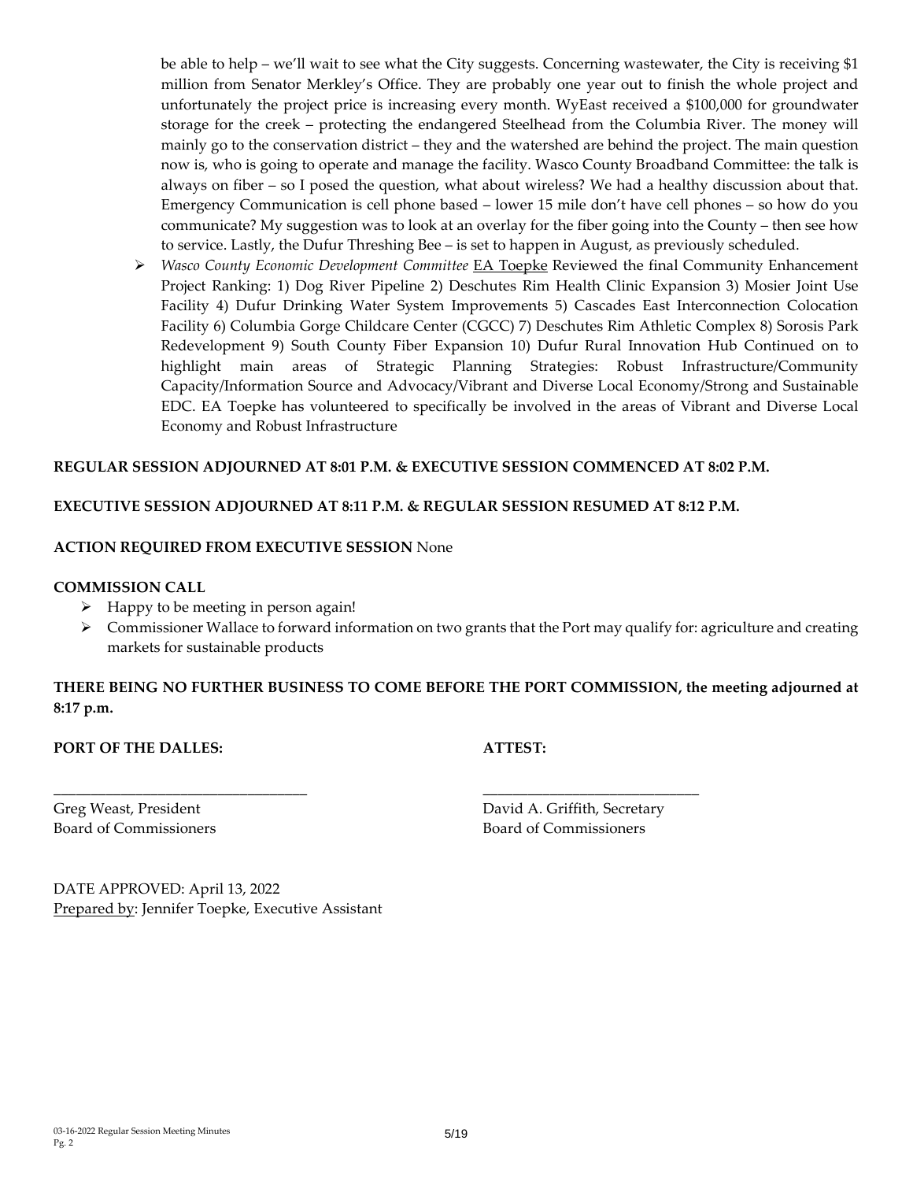be able to help – we'll wait to see what the City suggests. Concerning wastewater, the City is receiving $1 million from Senator Merkley's Office. They are probably one year out to finish the whole project and unfortunately the project price is increasing every month. WyEast received a $100,000 for groundwater storage for the creek – protecting the endangered Steelhead from the Columbia River. The money will mainly go to the conservation district – they and the watershed are behind the project. The main question now is, who is going to operate and manage the facility. Wasco County Broadband Committee: the talk is always on fiber – so I posed the question, what about wireless? We had a healthy discussion about that. Emergency Communication is cell phone based – lower 15 mile don't have cell phones – so how do you communicate? My suggestion was to look at an overlay for the fiber going into the County – then see how to service. Lastly, the Dufur Threshing Bee – is set to happen in August, as previously scheduled.

- *Wasco County Economic Development Committee* EA Toepke Reviewed the final Community Enhancement Project Ranking: 1) Dog River Pipeline 2) Deschutes Rim Health Clinic Expansion 3) Mosier Joint Use Facility 4) Dufur Drinking Water System Improvements 5) Cascades East Interconnection Colocation Facility 6) Columbia Gorge Childcare Center (CGCC) 7) Deschutes Rim Athletic Complex 8) Sorosis Park Redevelopment 9) South County Fiber Expansion 10) Dufur Rural Innovation Hub Continued on to highlight main areas of Strategic Planning Strategies: Robust Infrastructure/Community Capacity/Information Source and Advocacy/Vibrant and Diverse Local Economy/Strong and Sustainable EDC. EA Toepke has volunteered to specifically be involved in the areas of Vibrant and Diverse Local Economy and Robust Infrastructure

**REGULAR SESSION ADJOURNED AT 8:01 P.M. & EXECUTIVE SESSION COMMENCED AT 8:02 P.M.**

**EXECUTIVE SESSION ADJOURNED AT 8:11 P.M. & REGULAR SESSION RESUMED AT 8:12 P.M.**

**ACTION REQUIRED FROM EXECUTIVE SESSION** None

**COMMISSION CALL**

- Happy to be meeting in person again!
- Commissioner Wallace to forward information on two grants that the Port may qualify for: agriculture and creating markets for sustainable products

**THERE BEING NO FURTHER BUSINESS TO COME BEFORE THE PORT COMMISSION, the meeting adjourned at 8:17 p.m.**

**PORT OF THE DALLES:**

\_\_\_\_\_\_\_\_\_\_\_\_\_\_\_\_\_\_\_\_\_\_\_\_\_\_\_\_\_\_\_\_\_\_

Greg Weast, President
Board of Commissioners

**ATTEST:**

\_\_\_\_\_\_\_\_\_\_\_\_\_\_\_\_\_\_\_\_\_\_\_\_\_\_\_\_\_\_

David A. Griffith, Secretary
Board of Commissioners

DATE APPROVED: April 13, 2022
Prepared by: Jennifer Toepke, Executive Assistant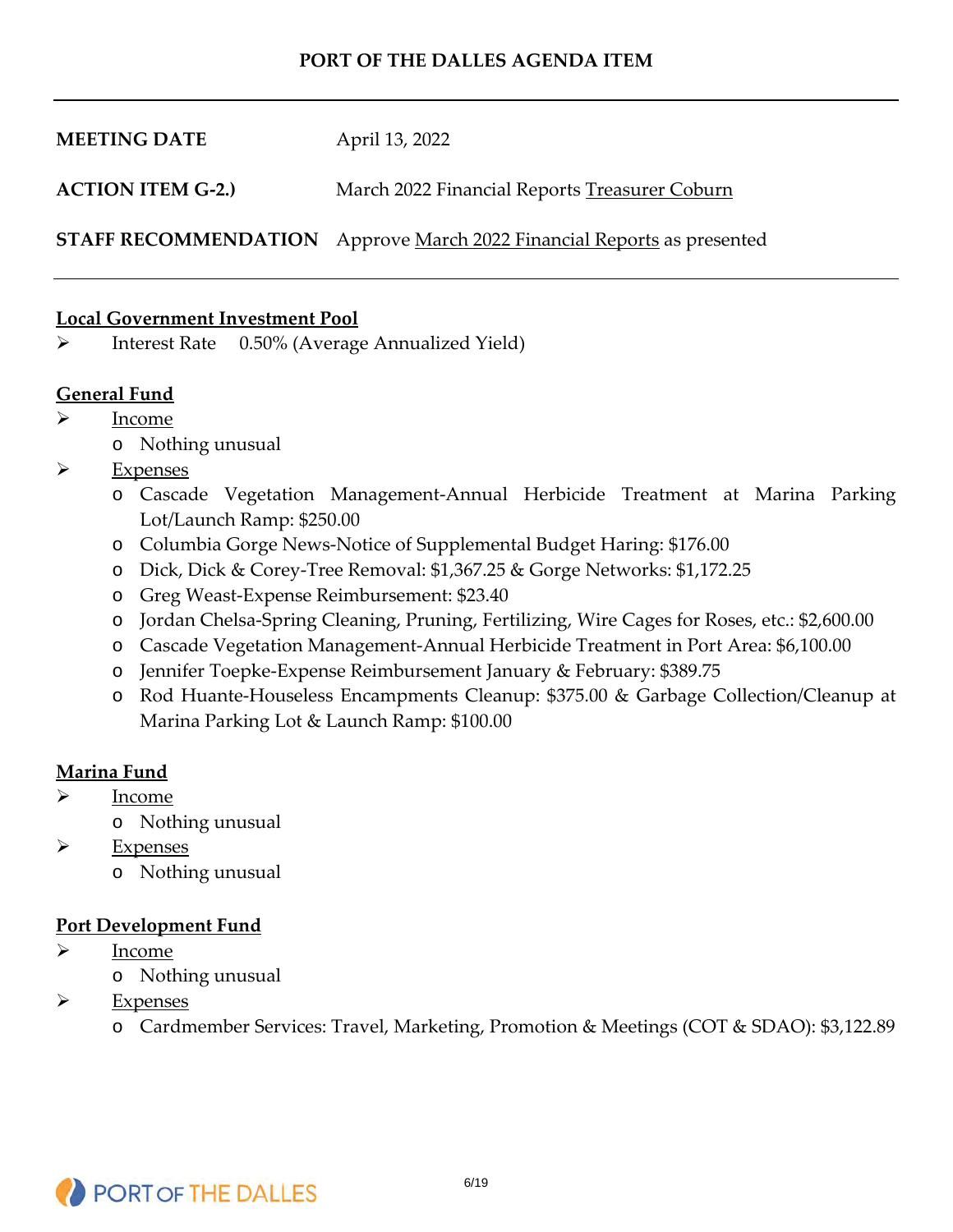**PORT OF THE DALLES AGENDA ITEM**

---

| | |
|---|---|
| **MEETING DATE** | April 13, 2022 |
| **ACTION ITEM G-2.)** | March 2022 Financial Reports Treasurer Coburn |
| **STAFF RECOMMENDATION** | Approve March 2022 Financial Reports as presented |

---

**Local Government Investment Pool**

- Interest Rate 0.50% (Average Annualized Yield)

**General Fund**

- Income
  - Nothing unusual
- Expenses
  - Cascade Vegetation Management-Annual Herbicide Treatment at Marina Parking Lot/Launch Ramp: $250.00
  - Columbia Gorge News-Notice of Supplemental Budget Haring: $176.00
  - Dick, Dick & Corey-Tree Removal: $1,367.25 & Gorge Networks: $1,172.25
  - Greg Weast-Expense Reimbursement: $23.40
  - Jordan Chelsa-Spring Cleaning, Pruning, Fertilizing, Wire Cages for Roses, etc.: $2,600.00
  - Cascade Vegetation Management-Annual Herbicide Treatment in Port Area: $6,100.00
  - Jennifer Toepke-Expense Reimbursement January & February: $389.75
  - Rod Huante-Houseless Encampments Cleanup: $375.00 & Garbage Collection/Cleanup at Marina Parking Lot & Launch Ramp: $100.00

**Marina Fund**

- Income
  - Nothing unusual
- Expenses
  - Nothing unusual

**Port Development Fund**

- Income
  - Nothing unusual
- Expenses
  - Cardmember Services: Travel, Marketing, Promotion & Meetings (COT & SDAO): $3,122.89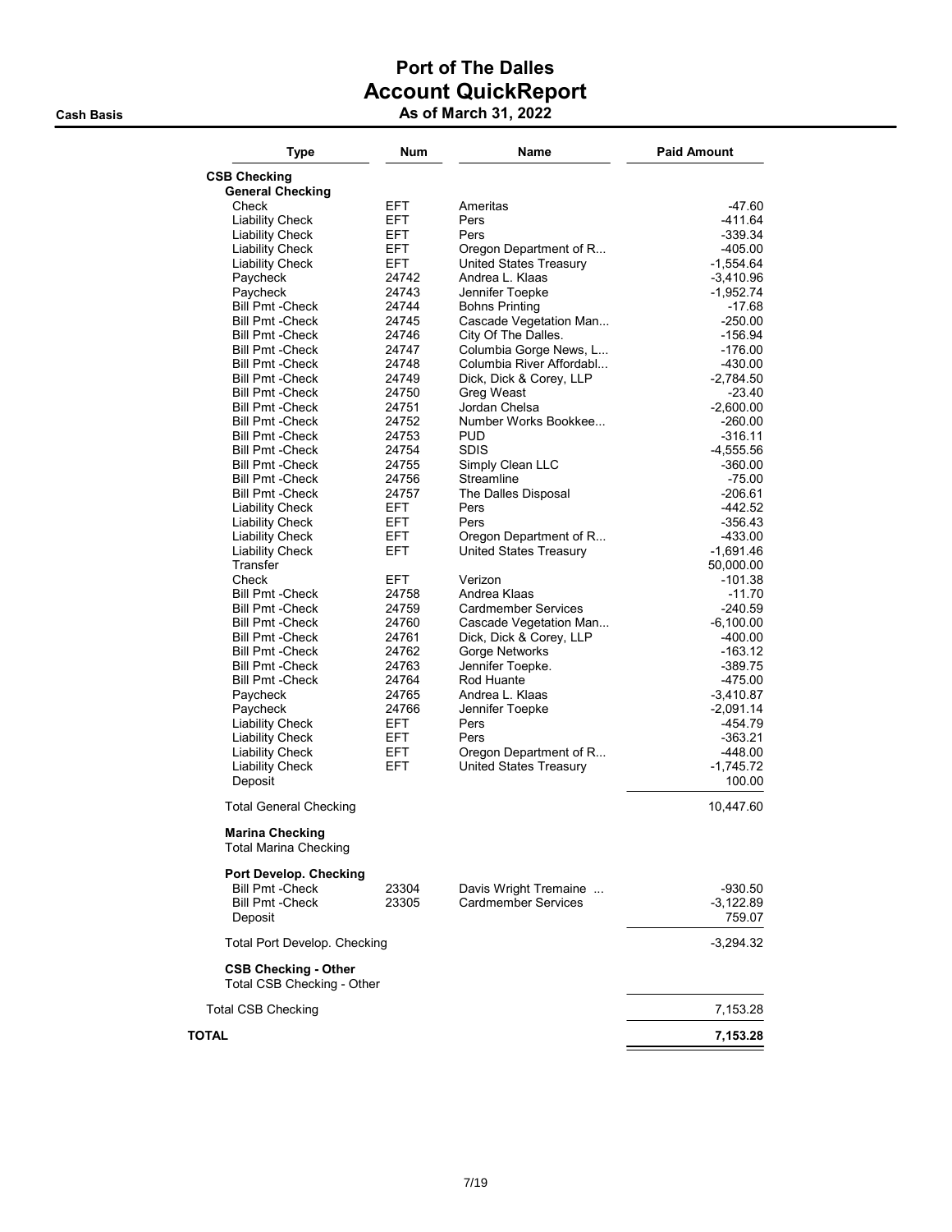# Port of The Dalles
## Account QuickReport

**Cash Basis** — **As of March 31, 2022**

| Type | Num | Name | Paid Amount |
|---|---|---|---|
| **CSB Checking** | | | |
| **General Checking** | | | |
| Check | EFT | Ameritas | -47.60 |
| Liability Check | EFT | Pers | -411.64 |
| Liability Check | EFT | Pers | -339.34 |
| Liability Check | EFT | Oregon Department of R... | -405.00 |
| Liability Check | EFT | United States Treasury | -1,554.64 |
| Paycheck | 24742 | Andrea L. Klaas | -3,410.96 |
| Paycheck | 24743 | Jennifer Toepke | -1,952.74 |
| Bill Pmt -Check | 24744 | Bohns Printing | -17.68 |
| Bill Pmt -Check | 24745 | Cascade Vegetation Man... | -250.00 |
| Bill Pmt -Check | 24746 | City Of The Dalles. | -156.94 |
| Bill Pmt -Check | 24747 | Columbia Gorge News, L... | -176.00 |
| Bill Pmt -Check | 24748 | Columbia River Affordabl... | -430.00 |
| Bill Pmt -Check | 24749 | Dick, Dick & Corey, LLP | -2,784.50 |
| Bill Pmt -Check | 24750 | Greg Weast | -23.40 |
| Bill Pmt -Check | 24751 | Jordan Chelsa | -2,600.00 |
| Bill Pmt -Check | 24752 | Number Works Bookkee... | -260.00 |
| Bill Pmt -Check | 24753 | PUD | -316.11 |
| Bill Pmt -Check | 24754 | SDIS | -4,555.56 |
| Bill Pmt -Check | 24755 | Simply Clean LLC | -360.00 |
| Bill Pmt -Check | 24756 | Streamline | -75.00 |
| Bill Pmt -Check | 24757 | The Dalles Disposal | -206.61 |
| Liability Check | EFT | Pers | -442.52 |
| Liability Check | EFT | Pers | -356.43 |
| Liability Check | EFT | Oregon Department of R... | -433.00 |
| Liability Check | EFT | United States Treasury | -1,691.46 |
| Transfer | | | 50,000.00 |
| Check | EFT | Verizon | -101.38 |
| Bill Pmt -Check | 24758 | Andrea Klaas | -11.70 |
| Bill Pmt -Check | 24759 | Cardmember Services | -240.59 |
| Bill Pmt -Check | 24760 | Cascade Vegetation Man... | -6,100.00 |
| Bill Pmt -Check | 24761 | Dick, Dick & Corey, LLP | -400.00 |
| Bill Pmt -Check | 24762 | Gorge Networks | -163.12 |
| Bill Pmt -Check | 24763 | Jennifer Toepke. | -389.75 |
| Bill Pmt -Check | 24764 | Rod Huante | -475.00 |
| Paycheck | 24765 | Andrea L. Klaas | -3,410.87 |
| Paycheck | 24766 | Jennifer Toepke | -2,091.14 |
| Liability Check | EFT | Pers | -454.79 |
| Liability Check | EFT | Pers | -363.21 |
| Liability Check | EFT | Oregon Department of R... | -448.00 |
| Liability Check | EFT | United States Treasury | -1,745.72 |
| Deposit | | | 100.00 |
| Total General Checking | | | 10,447.60 |
| **Marina Checking** | | | |
| Total Marina Checking | | | |
| **Port Develop. Checking** | | | |
| Bill Pmt -Check | 23304 | Davis Wright Tremaine ... | -930.50 |
| Bill Pmt -Check | 23305 | Cardmember Services | -3,122.89 |
| Deposit | | | 759.07 |
| Total Port Develop. Checking | | | -3,294.32 |
| **CSB Checking - Other** | | | |
| Total CSB Checking - Other | | | |
| Total CSB Checking | | | 7,153.28 |
| **TOTAL** | | | **7,153.28** |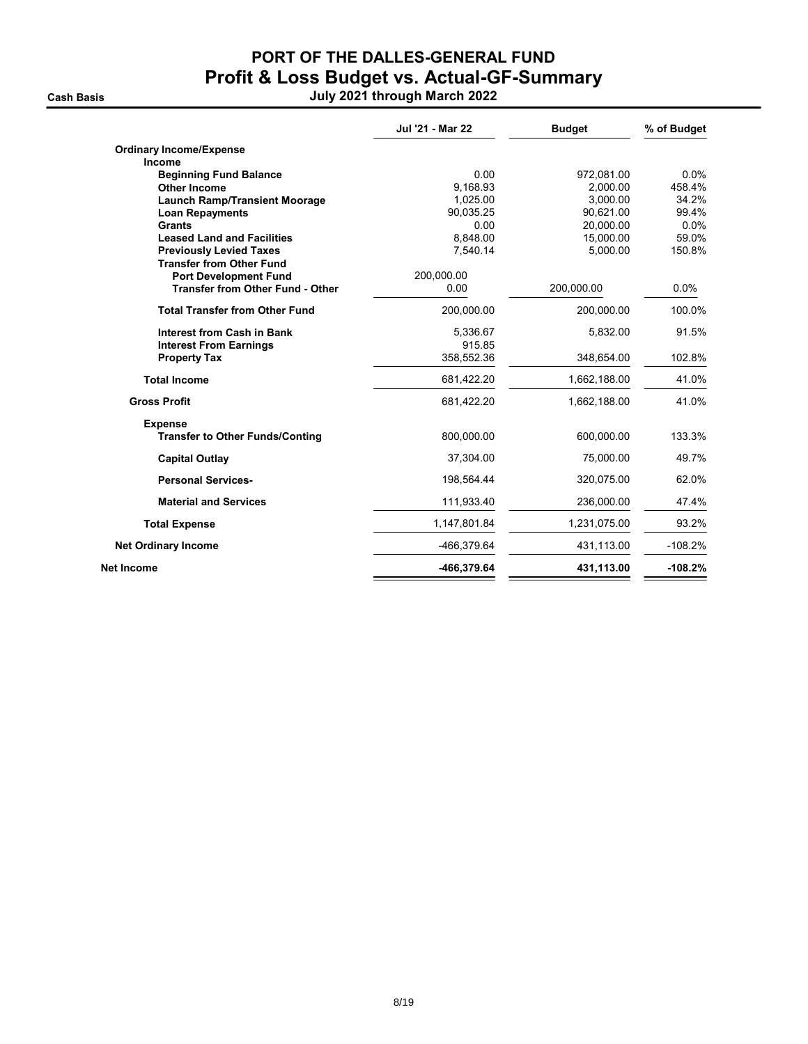# PORT OF THE DALLES-GENERAL FUND

## Profit & Loss Budget vs. Actual-GF-Summary

**Cash Basis** — July 2021 through March 2022

| | Jul '21 - Mar 22 | Budget | % of Budget |
|---|---|---|---|
| **Ordinary Income/Expense** | | | |
| **Income** | | | |
| **Beginning Fund Balance** | 0.00 | 972,081.00 | 0.0% |
| **Other Income** | 9,168.93 | 2,000.00 | 458.4% |
| **Launch Ramp/Transient Moorage** | 1,025.00 | 3,000.00 | 34.2% |
| **Loan Repayments** | 90,035.25 | 90,621.00 | 99.4% |
| **Grants** | 0.00 | 20,000.00 | 0.0% |
| **Leased Land and Facilities** | 8,848.00 | 15,000.00 | 59.0% |
| **Previously Levied Taxes** | 7,540.14 | 5,000.00 | 150.8% |
| **Transfer from Other Fund** | | | |
| **Port Development Fund** | 200,000.00 | | |
| **Transfer from Other Fund - Other** | 0.00 | 200,000.00 | 0.0% |
| **Total Transfer from Other Fund** | 200,000.00 | 200,000.00 | 100.0% |
| **Interest from Cash in Bank** | 5,336.67 | 5,832.00 | 91.5% |
| **Interest From Earnings** | 915.85 | | |
| **Property Tax** | 358,552.36 | 348,654.00 | 102.8% |
| **Total Income** | 681,422.20 | 1,662,188.00 | 41.0% |
| **Gross Profit** | 681,422.20 | 1,662,188.00 | 41.0% |
| **Expense** | | | |
| **Transfer to Other Funds/Conting** | 800,000.00 | 600,000.00 | 133.3% |
| **Capital Outlay** | 37,304.00 | 75,000.00 | 49.7% |
| **Personal Services-** | 198,564.44 | 320,075.00 | 62.0% |
| **Material and Services** | 111,933.40 | 236,000.00 | 47.4% |
| **Total Expense** | 1,147,801.84 | 1,231,075.00 | 93.2% |
| **Net Ordinary Income** | -466,379.64 | 431,113.00 | -108.2% |
| **Net Income** | **-466,379.64** | **431,113.00** | **-108.2%** |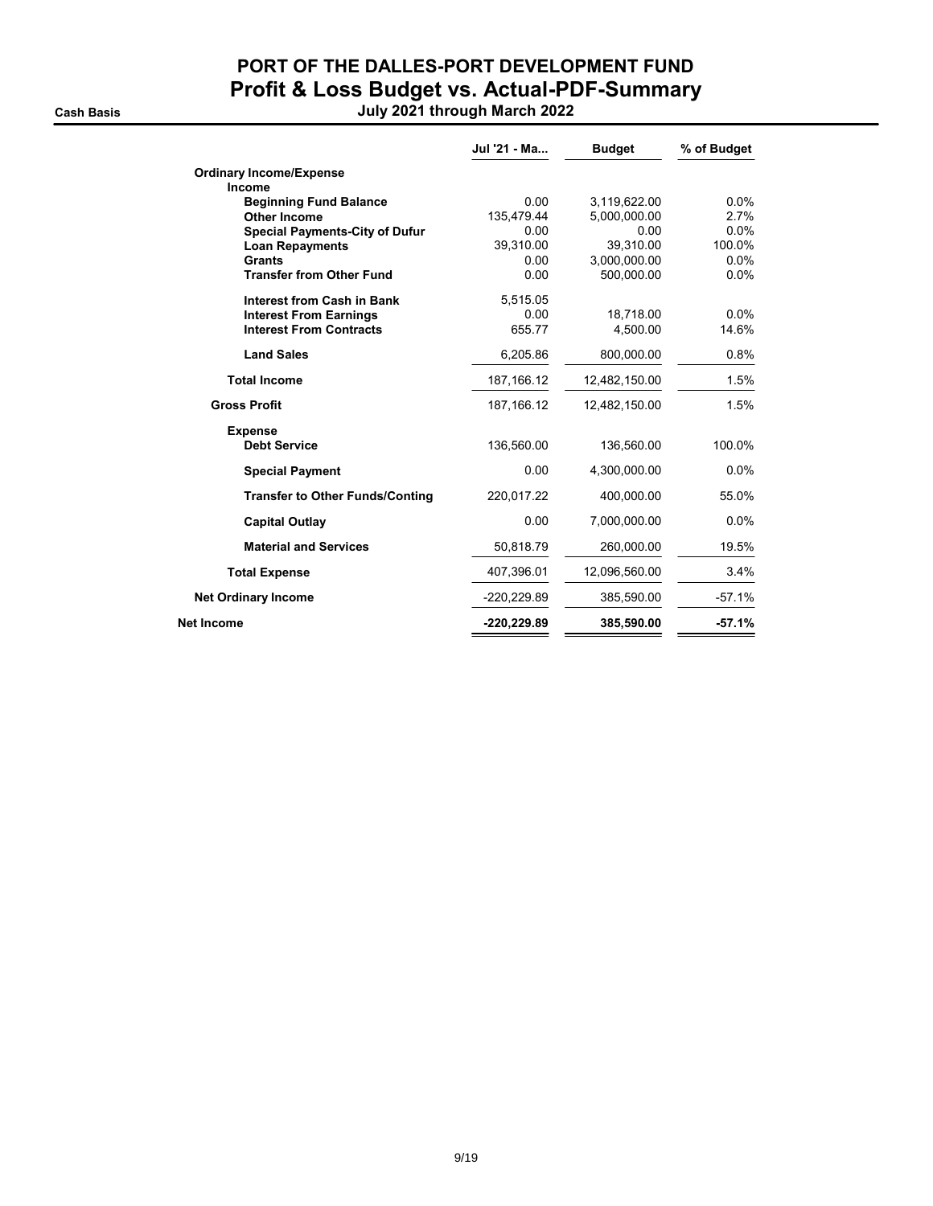# PORT OF THE DALLES-PORT DEVELOPMENT FUND

## Profit & Loss Budget vs. Actual-PDF-Summary

**Cash Basis** July 2021 through March 2022

| | Jul '21 - Ma... | Budget | % of Budget |
|---|---|---|---|
| **Ordinary Income/Expense** | | | |
| **Income** | | | |
| **Beginning Fund Balance** | 0.00 | 3,119,622.00 | 0.0% |
| **Other Income** | 135,479.44 | 5,000,000.00 | 2.7% |
| **Special Payments-City of Dufur** | 0.00 | 0.00 | 0.0% |
| **Loan Repayments** | 39,310.00 | 39,310.00 | 100.0% |
| **Grants** | 0.00 | 3,000,000.00 | 0.0% |
| **Transfer from Other Fund** | 0.00 | 500,000.00 | 0.0% |
| **Interest from Cash in Bank** | 5,515.05 | | |
| **Interest From Earnings** | 0.00 | 18,718.00 | 0.0% |
| **Interest From Contracts** | 655.77 | 4,500.00 | 14.6% |
| **Land Sales** | 6,205.86 | 800,000.00 | 0.8% |
| **Total Income** | 187,166.12 | 12,482,150.00 | 1.5% |
| **Gross Profit** | 187,166.12 | 12,482,150.00 | 1.5% |
| **Expense** | | | |
| **Debt Service** | 136,560.00 | 136,560.00 | 100.0% |
| **Special Payment** | 0.00 | 4,300,000.00 | 0.0% |
| **Transfer to Other Funds/Conting** | 220,017.22 | 400,000.00 | 55.0% |
| **Capital Outlay** | 0.00 | 7,000,000.00 | 0.0% |
| **Material and Services** | 50,818.79 | 260,000.00 | 19.5% |
| **Total Expense** | 407,396.01 | 12,096,560.00 | 3.4% |
| **Net Ordinary Income** | -220,229.89 | 385,590.00 | -57.1% |
| **Net Income** | **-220,229.89** | **385,590.00** | **-57.1%** |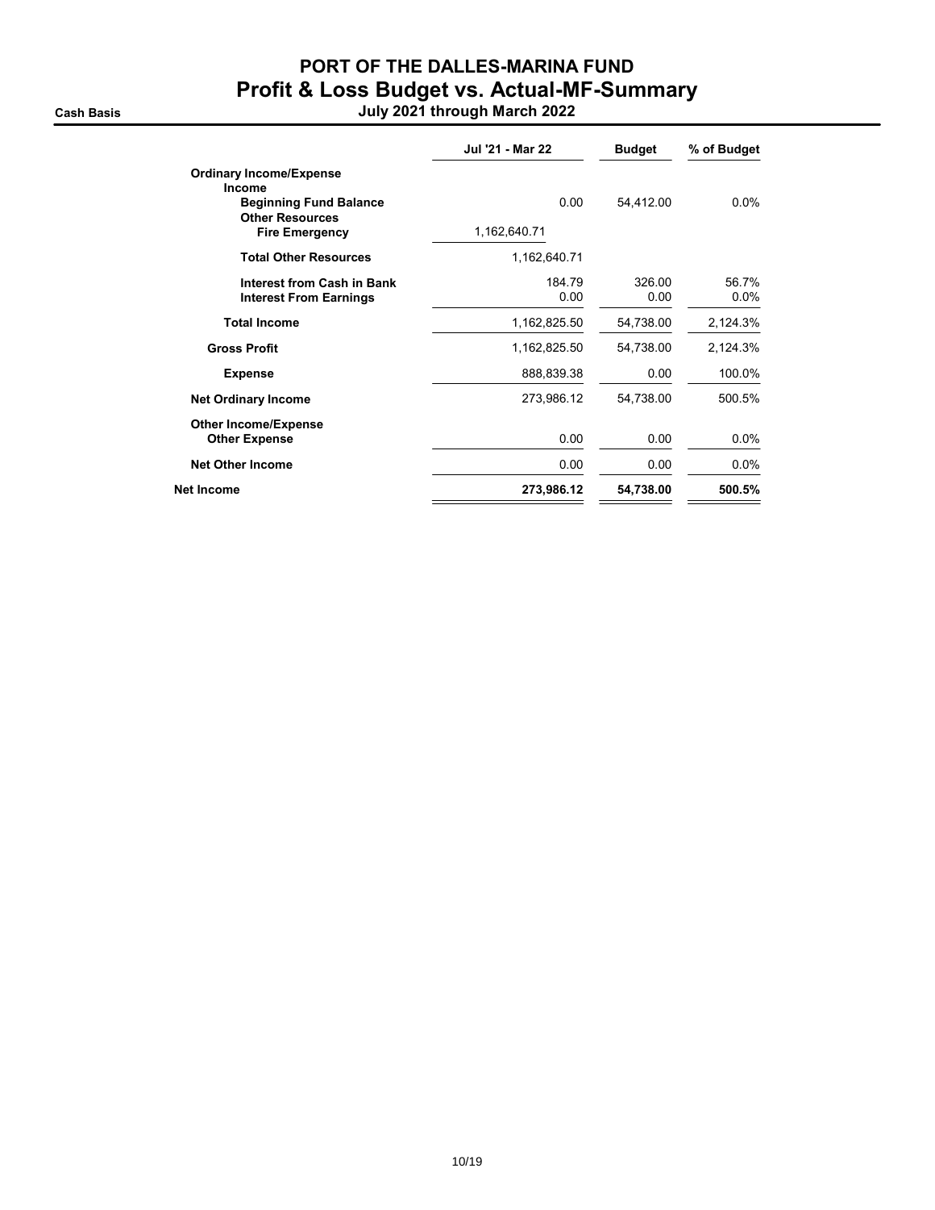# PORT OF THE DALLES-MARINA FUND

## Profit & Loss Budget vs. Actual-MF-Summary

**Cash Basis** — July 2021 through March 2022

| | Jul '21 - Mar 22 | Budget | % of Budget |
|---|---|---|---|
| **Ordinary Income/Expense** | | | |
| **Income** | | | |
| **Beginning Fund Balance** | 0.00 | 54,412.00 | 0.0% |
| **Other Resources** | | | |
| **Fire Emergency** | 1,162,640.71 | | |
| **Total Other Resources** | 1,162,640.71 | | |
| **Interest from Cash in Bank** | 184.79 | 326.00 | 56.7% |
| **Interest From Earnings** | 0.00 | 0.00 | 0.0% |
| **Total Income** | 1,162,825.50 | 54,738.00 | 2,124.3% |
| **Gross Profit** | 1,162,825.50 | 54,738.00 | 2,124.3% |
| **Expense** | 888,839.38 | 0.00 | 100.0% |
| **Net Ordinary Income** | 273,986.12 | 54,738.00 | 500.5% |
| **Other Income/Expense** | | | |
| **Other Expense** | 0.00 | 0.00 | 0.0% |
| **Net Other Income** | 0.00 | 0.00 | 0.0% |
| **Net Income** | **273,986.12** | **54,738.00** | **500.5%** |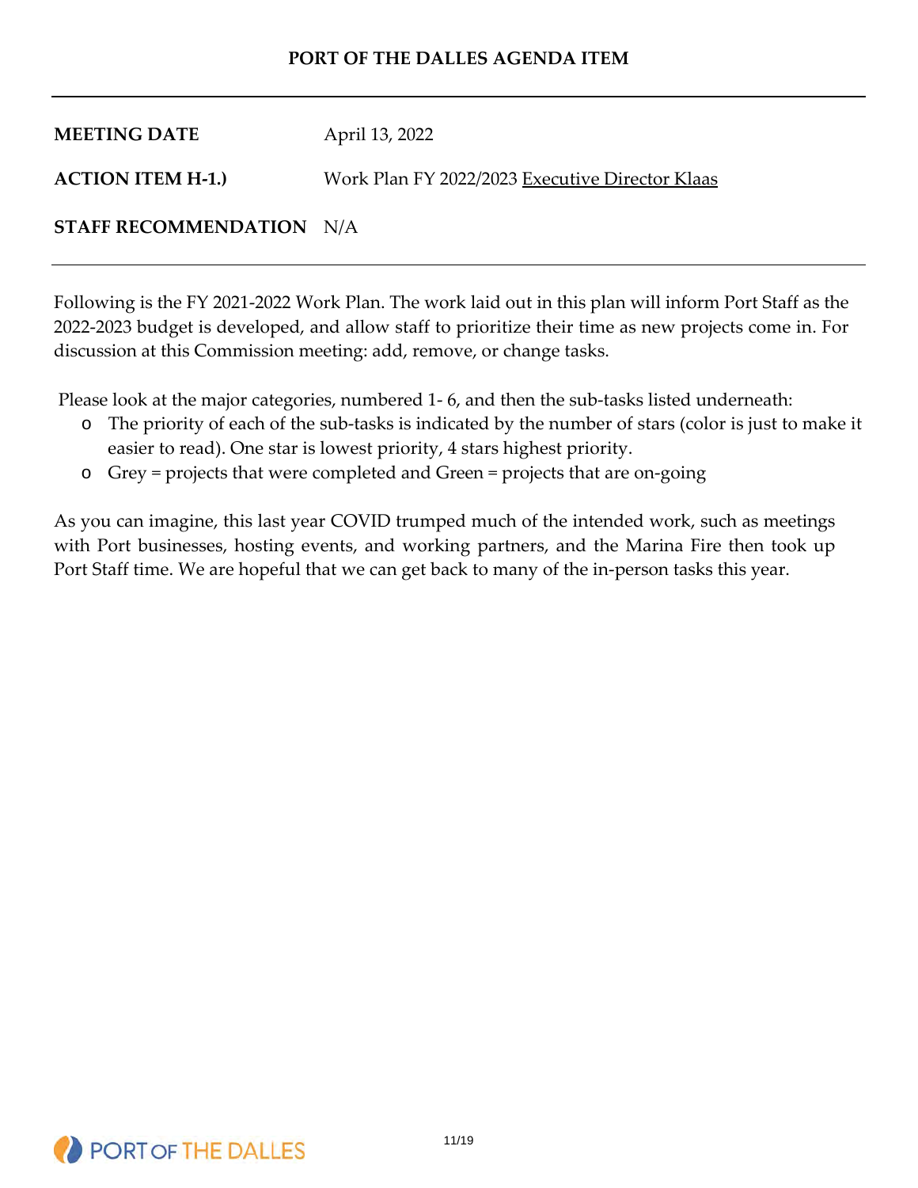**PORT OF THE DALLES AGENDA ITEM**

---

**MEETING DATE** April 13, 2022

**ACTION ITEM H-1.)** Work Plan FY 2022/2023 Executive Director Klaas

**STAFF RECOMMENDATION** N/A

---

Following is the FY 2021-2022 Work Plan. The work laid out in this plan will inform Port Staff as the 2022-2023 budget is developed, and allow staff to prioritize their time as new projects come in. For discussion at this Commission meeting: add, remove, or change tasks.

Please look at the major categories, numbered 1- 6, and then the sub-tasks listed underneath:

- The priority of each of the sub-tasks is indicated by the number of stars (color is just to make it easier to read). One star is lowest priority, 4 stars highest priority.
- Grey = projects that were completed and Green = projects that are on-going

As you can imagine, this last year COVID trumped much of the intended work, such as meetings with Port businesses, hosting events, and working partners, and the Marina Fire then took up Port Staff time. We are hopeful that we can get back to many of the in-person tasks this year.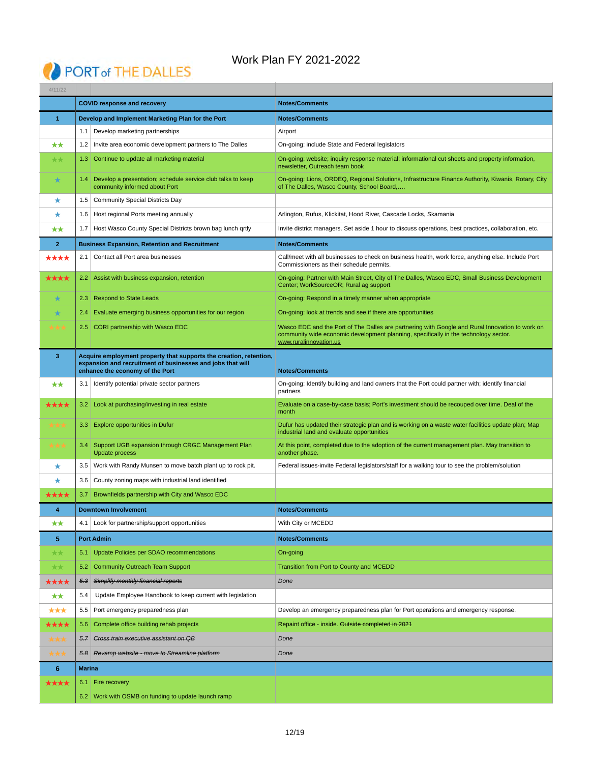PORT of THE DALLES

# Work Plan FY 2021-2022

| 4/11/22 | | | |
|---|---|---|---|
| | | **COVID response and recovery** | **Notes/Comments** |
| **1** | | **Develop and Implement Marketing Plan for the Port** | **Notes/Comments** |
| | 1.1 | Develop marketing partnerships | Airport |
| ★★ | 1.2 | Invite area economic development partners to The Dalles | On-going: include State and Federal legislators |
| ★★ | 1.3 | Continue to update all marketing material | On-going: website; inquiry response material; informational cut sheets and property information, newsletter, Outreach team book |
| ★ | 1.4 | Develop a presentation; schedule service club talks to keep community informed about Port | On-going: Lions, ORDEQ, Regional Solutions, Infrastructure Finance Authority, Kiwanis, Rotary, City of The Dalles, Wasco County, School Board,…. |
| ★ | 1.5 | Community Special Districts Day | |
| ★ | 1.6 | Host regional Ports meeting annually | Arlington, Rufus, Klickitat, Hood River, Cascade Locks, Skamania |
| ★★ | 1.7 | Host Wasco County Special Districts brown bag lunch qrtly | Invite district managers. Set aside 1 hour to discuss operations, best practices, collaboration, etc. |
| **2** | | **Business Expansion, Retention and Recruitment** | **Notes/Comments** |
| ★★★★ | 2.1 | Contact all Port area businesses | Call/meet with all businesses to check on business health, work force, anything else. Include Port Commissioners as their schedule permits. |
| ★★★★ | 2.2 | Assist with business expansion, retention | On-going: Partner with Main Street, City of The Dalles, Wasco EDC, Small Business Development Center; WorkSourceOR; Rural ag support |
| ★ | 2.3 | Respond to State Leads | On-going: Respond in a timely manner when appropriate |
| ★ | 2.4 | Evaluate emerging business opportunities for our region | On-going: look at trends and see if there are opportunities |
| ★★★ | 2.5 | CORI partnership with Wasco EDC | Wasco EDC and the Port of The Dalles are partnering with Google and Rural Innovation to work on community wide economic development planning, specifically in the technology sector. www.ruralinnovation.us |
| **3** | | **Acquire employment property that supports the creation, retention, expansion and recruitment of businesses and jobs that will enhance the economy of the Port** | **Notes/Comments** |
| ★★ | 3.1 | Identify potential private sector partners | On-going: Identify building and land owners that the Port could partner with; identify financial partners |
| ★★★★ | 3.2 | Look at purchasing/investing in real estate | Evaluate on a case-by-case basis; Port's investment should be recouped over time. Deal of the month |
| ★★★ | 3.3 | Explore opportunities in Dufur | Dufur has updated their strategic plan and is working on a waste water facilities update plan; Map industrial land and evaluate opportunities |
| ★★★ | 3.4 | Support UGB expansion through CRGC Management Plan Update process | At this point, completed due to the adoption of the current management plan. May transition to another phase. |
| ★ | 3.5 | Work with Randy Munsen to move batch plant up to rock pit. | Federal issues-invite Federal legislators/staff for a walking tour to see the problem/solution |
| ★ | 3.6 | County zoning maps with industrial land identified | |
| ★★★★ | 3.7 | Brownfields partnership with City and Wasco EDC | |
| **4** | | **Downtown Involvement** | **Notes/Comments** |
| ★★ | 4.1 | Look for partnership/support opportunities | With City or MCEDD |
| **5** | | **Port Admin** | **Notes/Comments** |
| ★★ | 5.1 | Update Policies per SDAO recommendations | On-going |
| ★★ | 5.2 | Community Outreach Team Support | Transition from Port to County and MCEDD |
| ★★★★ | ~~5.3~~ | ~~*Simplify monthly financial reports*~~ | *Done* |
| ★★ | 5.4 | Update Employee Handbook to keep current with legislation | |
| ★★★ | 5.5 | Port emergency preparedness plan | Develop an emergency preparedness plan for Port operations and emergency response. |
| ★★★★ | 5.6 | Complete office building rehab projects | Repaint office - inside. ~~Outside completed in 2021~~ |
| ★★★ | ~~5.7~~ | ~~*Cross train executive assistant on QB*~~ | *Done* |
| ★★★ | ~~5.8~~ | ~~*Revamp website - move to Streamline platform*~~ | *Done* |
| **6** | | **Marina** | |
| ★★★★ | 6.1 | Fire recovery | |
| | 6.2 | Work with OSMB on funding to update launch ramp | |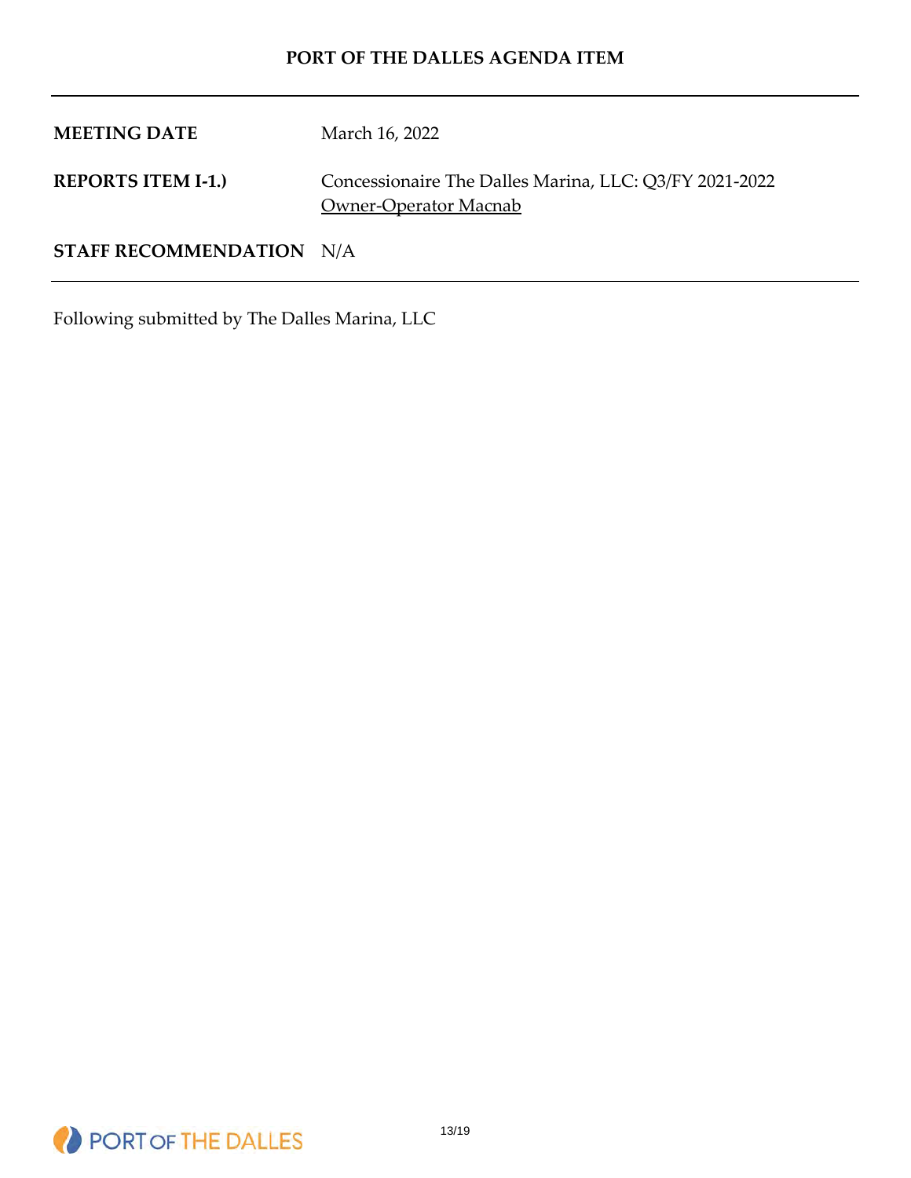# PORT OF THE DALLES AGENDA ITEM

| | |
|---|---|
| **MEETING DATE** | March 16, 2022 |
| **REPORTS ITEM I-1.)** | Concessionaire The Dalles Marina, LLC: Q3/FY 2021-2022 Owner-Operator Macnab |
| **STAFF RECOMMENDATION** | N/A |

Following submitted by The Dalles Marina, LLC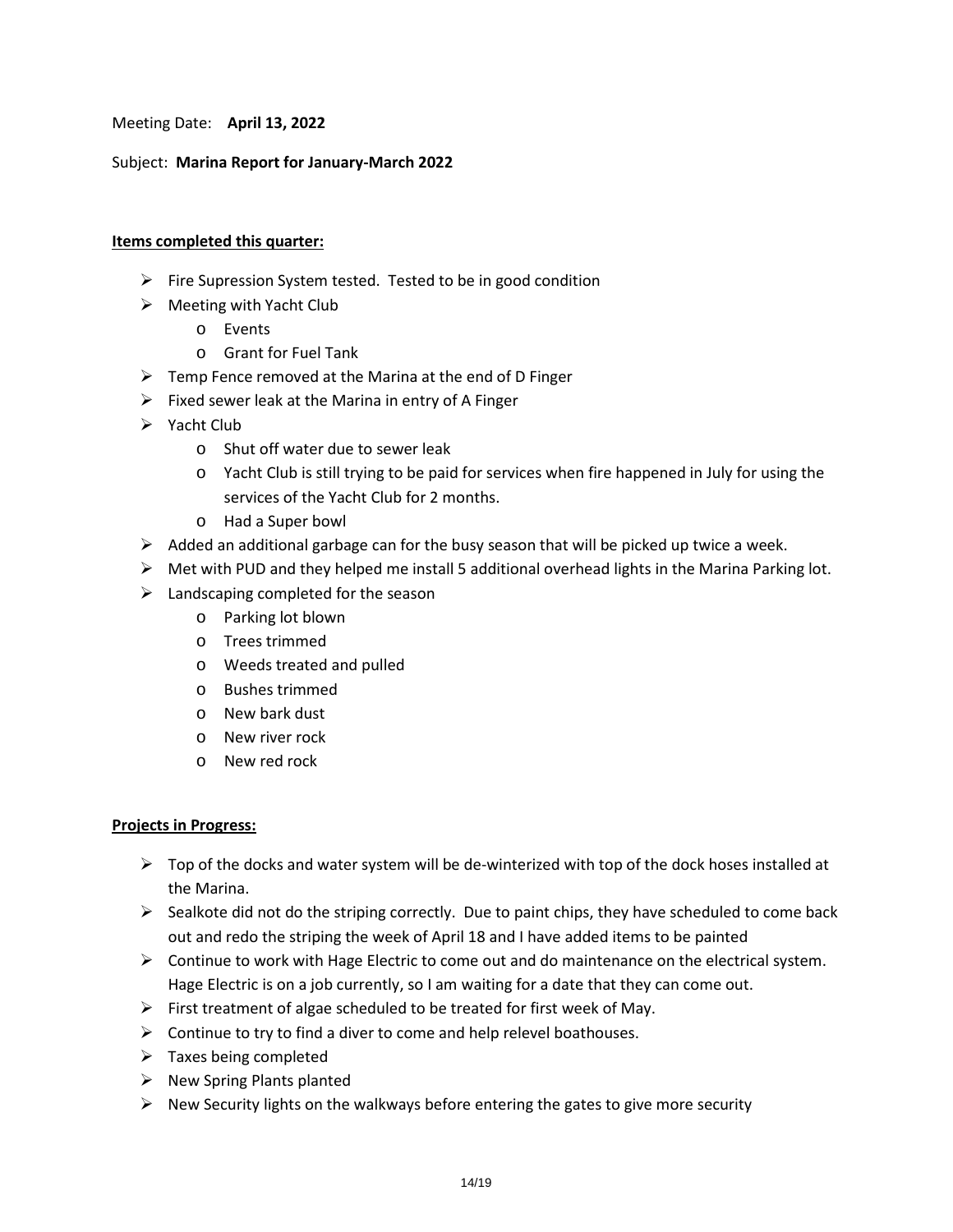Meeting Date: **April 13, 2022**

Subject: **Marina Report for January-March 2022**

**Items completed this quarter:**

- Fire Supression System tested. Tested to be in good condition
- Meeting with Yacht Club
  - Events
  - Grant for Fuel Tank
- Temp Fence removed at the Marina at the end of D Finger
- Fixed sewer leak at the Marina in entry of A Finger
- Yacht Club
  - Shut off water due to sewer leak
  - Yacht Club is still trying to be paid for services when fire happened in July for using the services of the Yacht Club for 2 months.
  - Had a Super bowl
- Added an additional garbage can for the busy season that will be picked up twice a week.
- Met with PUD and they helped me install 5 additional overhead lights in the Marina Parking lot.
- Landscaping completed for the season
  - Parking lot blown
  - Trees trimmed
  - Weeds treated and pulled
  - Bushes trimmed
  - New bark dust
  - New river rock
  - New red rock

**Projects in Progress:**

- Top of the docks and water system will be de-winterized with top of the dock hoses installed at the Marina.
- Sealkote did not do the striping correctly. Due to paint chips, they have scheduled to come back out and redo the striping the week of April 18 and I have added items to be painted
- Continue to work with Hage Electric to come out and do maintenance on the electrical system. Hage Electric is on a job currently, so I am waiting for a date that they can come out.
- First treatment of algae scheduled to be treated for first week of May.
- Continue to try to find a diver to come and help relevel boathouses.
- Taxes being completed
- New Spring Plants planted
- New Security lights on the walkways before entering the gates to give more security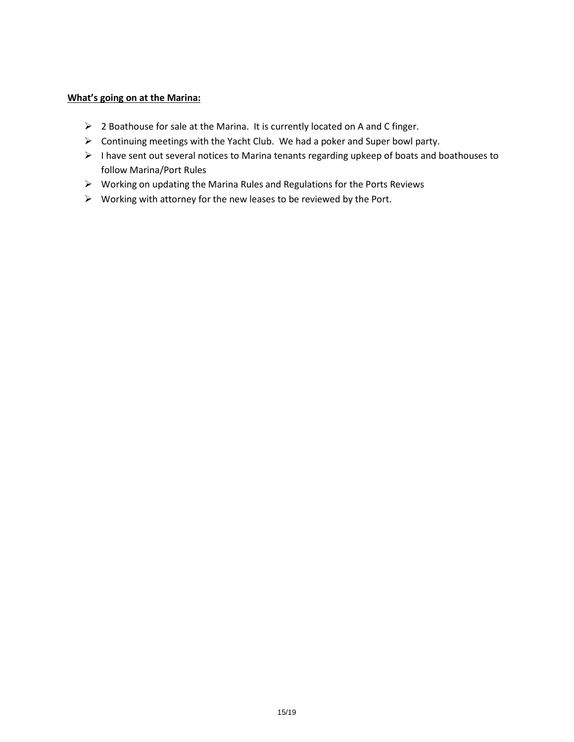**What's going on at the Marina:**

- 2 Boathouse for sale at the Marina. It is currently located on A and C finger.
- Continuing meetings with the Yacht Club. We had a poker and Super bowl party.
- I have sent out several notices to Marina tenants regarding upkeep of boats and boathouses to follow Marina/Port Rules
- Working on updating the Marina Rules and Regulations for the Ports Reviews
- Working with attorney for the new leases to be reviewed by the Port.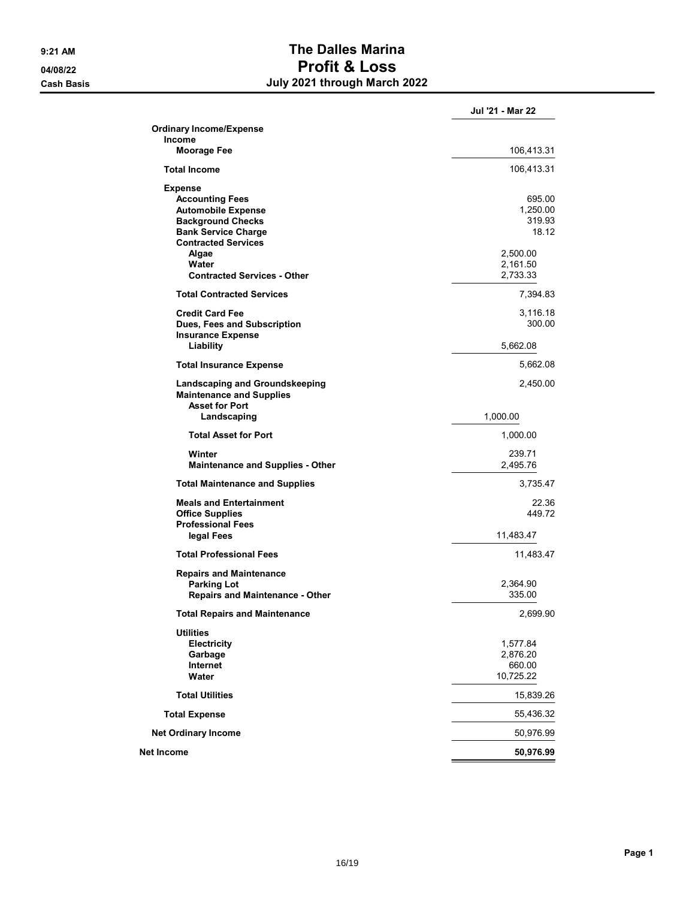9:21 AM
04/08/22
Cash Basis

# The Dalles Marina
# Profit & Loss
## July 2021 through March 2022

| | Jul '21 - Mar 22 |
|---|---|
| **Ordinary Income/Expense** | |
| **Income** | |
| **Moorage Fee** | 106,413.31 |
| **Total Income** | 106,413.31 |
| **Expense** | |
| **Accounting Fees** | 695.00 |
| **Automobile Expense** | 1,250.00 |
| **Background Checks** | 319.93 |
| **Bank Service Charge** | 18.12 |
| **Contracted Services** | |
| **Algae** | 2,500.00 |
| **Water** | 2,161.50 |
| **Contracted Services - Other** | 2,733.33 |
| **Total Contracted Services** | 7,394.83 |
| **Credit Card Fee** | 3,116.18 |
| **Dues, Fees and Subscription** | 300.00 |
| **Insurance Expense** | |
| **Liability** | 5,662.08 |
| **Total Insurance Expense** | 5,662.08 |
| **Landscaping and Groundskeeping** | 2,450.00 |
| **Maintenance and Supplies** | |
| **Asset for Port** | |
| **Landscaping** | 1,000.00 |
| **Total Asset for Port** | 1,000.00 |
| **Winter** | 239.71 |
| **Maintenance and Supplies - Other** | 2,495.76 |
| **Total Maintenance and Supplies** | 3,735.47 |
| **Meals and Entertainment** | 22.36 |
| **Office Supplies** | 449.72 |
| **Professional Fees** | |
| **legal Fees** | 11,483.47 |
| **Total Professional Fees** | 11,483.47 |
| **Repairs and Maintenance** | |
| **Parking Lot** | 2,364.90 |
| **Repairs and Maintenance - Other** | 335.00 |
| **Total Repairs and Maintenance** | 2,699.90 |
| **Utilities** | |
| **Electricity** | 1,577.84 |
| **Garbage** | 2,876.20 |
| **Internet** | 660.00 |
| **Water** | 10,725.22 |
| **Total Utilities** | 15,839.26 |
| **Total Expense** | 55,436.32 |
| **Net Ordinary Income** | 50,976.99 |
| **Net Income** | **50,976.99** |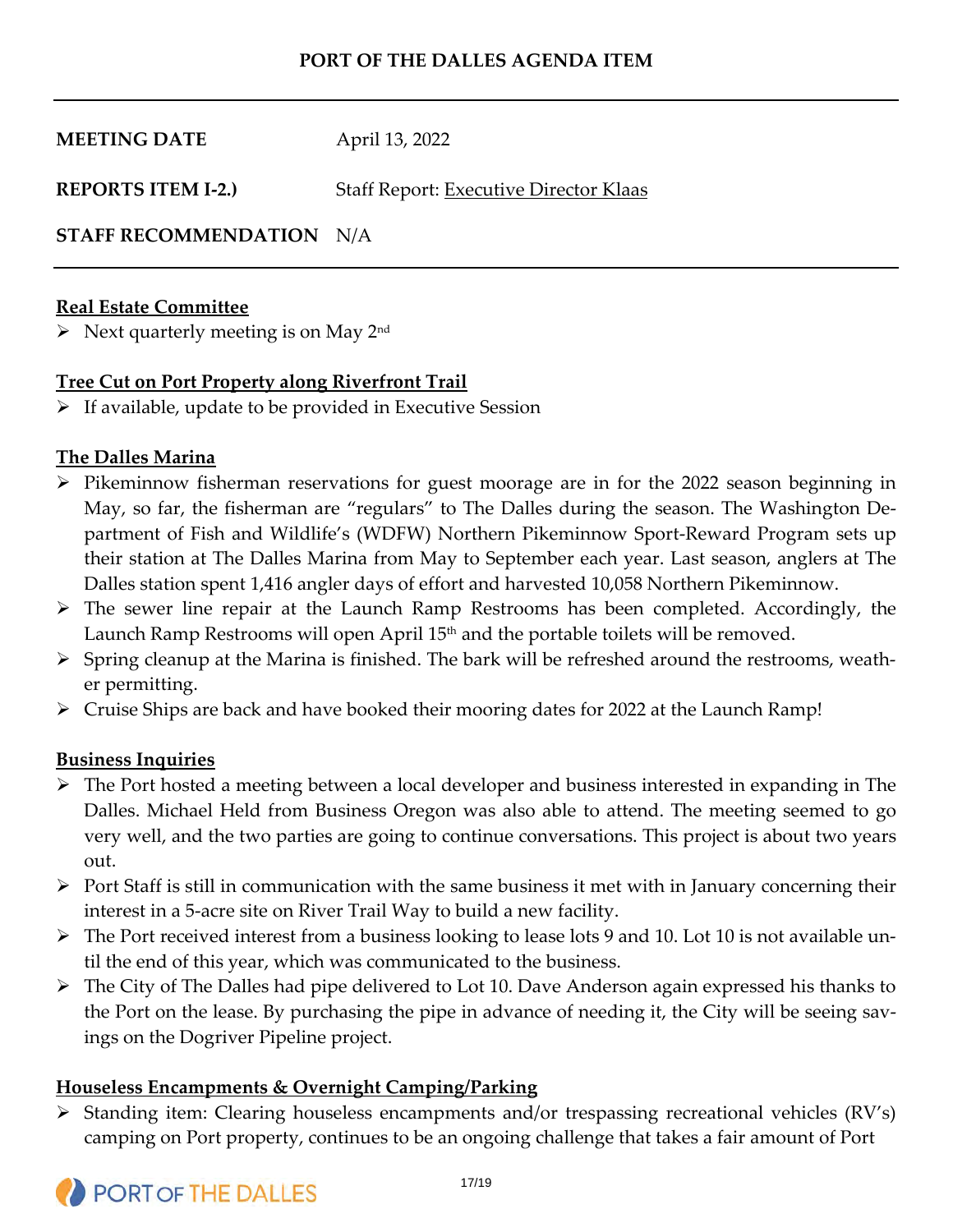**PORT OF THE DALLES AGENDA ITEM**

---

**MEETING DATE** April 13, 2022

**REPORTS ITEM I-2.)** Staff Report: Executive Director Klaas

**STAFF RECOMMENDATION** N/A

---

**Real Estate Committee**

- Next quarterly meeting is on May 2nd

**Tree Cut on Port Property along Riverfront Trail**

- If available, update to be provided in Executive Session

**The Dalles Marina**

- Pikeminnow fisherman reservations for guest moorage are in for the 2022 season beginning in May, so far, the fisherman are "regulars" to The Dalles during the season. The Washington Department of Fish and Wildlife's (WDFW) Northern Pikeminnow Sport-Reward Program sets up their station at The Dalles Marina from May to September each year. Last season, anglers at The Dalles station spent 1,416 angler days of effort and harvested 10,058 Northern Pikeminnow.
- The sewer line repair at the Launch Ramp Restrooms has been completed. Accordingly, the Launch Ramp Restrooms will open April 15th and the portable toilets will be removed.
- Spring cleanup at the Marina is finished. The bark will be refreshed around the restrooms, weather permitting.
- Cruise Ships are back and have booked their mooring dates for 2022 at the Launch Ramp!

**Business Inquiries**

- The Port hosted a meeting between a local developer and business interested in expanding in The Dalles. Michael Held from Business Oregon was also able to attend. The meeting seemed to go very well, and the two parties are going to continue conversations. This project is about two years out.
- Port Staff is still in communication with the same business it met with in January concerning their interest in a 5-acre site on River Trail Way to build a new facility.
- The Port received interest from a business looking to lease lots 9 and 10. Lot 10 is not available until the end of this year, which was communicated to the business.
- The City of The Dalles had pipe delivered to Lot 10. Dave Anderson again expressed his thanks to the Port on the lease. By purchasing the pipe in advance of needing it, the City will be seeing savings on the Dogriver Pipeline project.

**Houseless Encampments & Overnight Camping/Parking**

- Standing item: Clearing houseless encampments and/or trespassing recreational vehicles (RV's) camping on Port property, continues to be an ongoing challenge that takes a fair amount of Port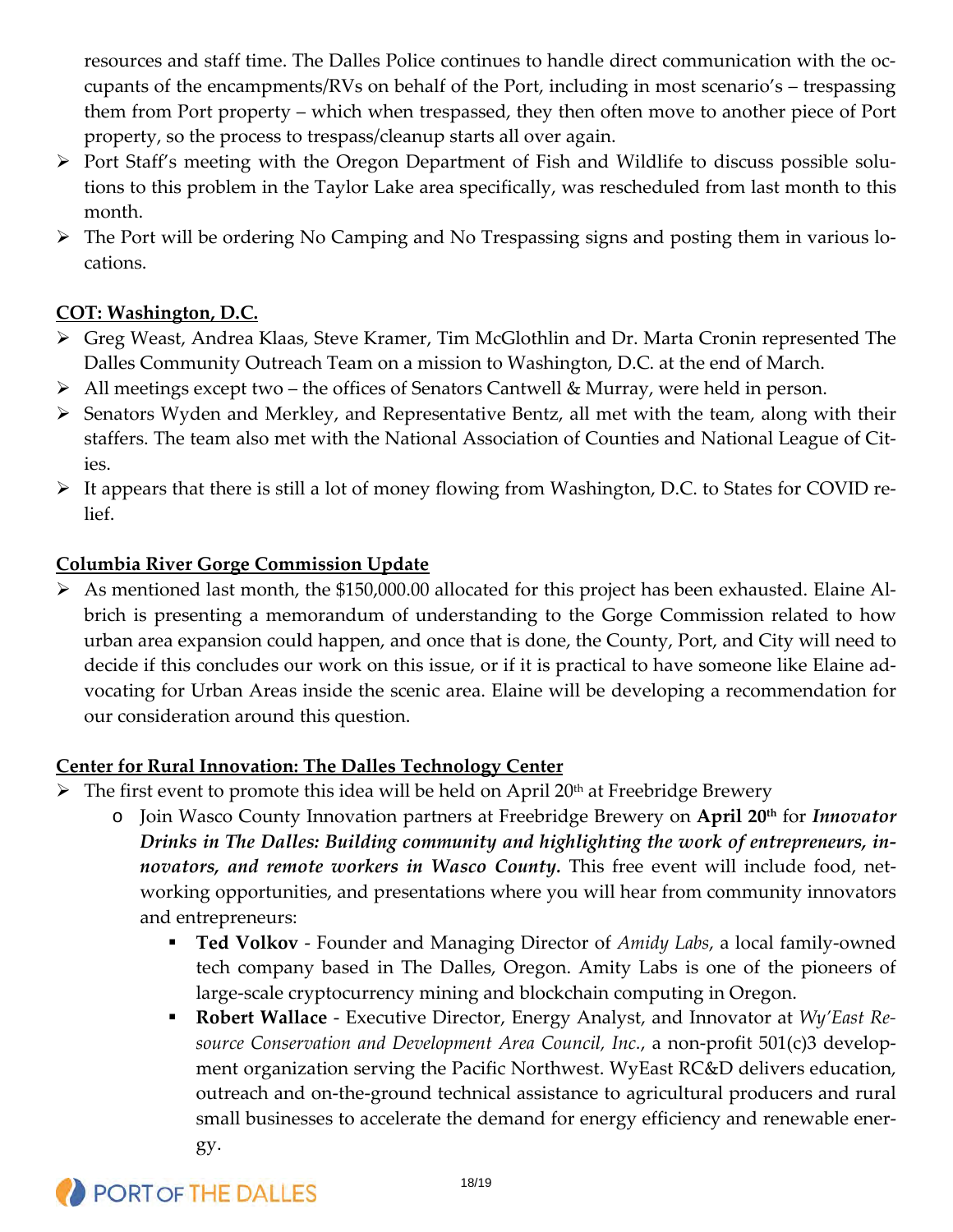resources and staff time. The Dalles Police continues to handle direct communication with the occupants of the encampments/RVs on behalf of the Port, including in most scenario's – trespassing them from Port property – which when trespassed, they then often move to another piece of Port property, so the process to trespass/cleanup starts all over again.

- Port Staff's meeting with the Oregon Department of Fish and Wildlife to discuss possible solutions to this problem in the Taylor Lake area specifically, was rescheduled from last month to this month.
- The Port will be ordering No Camping and No Trespassing signs and posting them in various locations.

**COT: Washington, D.C.**

- Greg Weast, Andrea Klaas, Steve Kramer, Tim McGlothlin and Dr. Marta Cronin represented The Dalles Community Outreach Team on a mission to Washington, D.C. at the end of March.
- All meetings except two – the offices of Senators Cantwell & Murray, were held in person.
- Senators Wyden and Merkley, and Representative Bentz, all met with the team, along with their staffers. The team also met with the National Association of Counties and National League of Cities.
- It appears that there is still a lot of money flowing from Washington, D.C. to States for COVID relief.

**Columbia River Gorge Commission Update**

- As mentioned last month, the $150,000.00 allocated for this project has been exhausted. Elaine Albrich is presenting a memorandum of understanding to the Gorge Commission related to how urban area expansion could happen, and once that is done, the County, Port, and City will need to decide if this concludes our work on this issue, or if it is practical to have someone like Elaine advocating for Urban Areas inside the scenic area. Elaine will be developing a recommendation for our consideration around this question.

**Center for Rural Innovation: The Dalles Technology Center**

- The first event to promote this idea will be held on April 20th at Freebridge Brewery
  - Join Wasco County Innovation partners at Freebridge Brewery on **April 20th** for ***Innovator Drinks in The Dalles: Building community and highlighting the work of entrepreneurs, innovators, and remote workers in Wasco County.*** This free event will include food, networking opportunities, and presentations where you will hear from community innovators and entrepreneurs:
    - **Ted Volkov** - Founder and Managing Director of *Amidy Labs*, a local family-owned tech company based in The Dalles, Oregon. Amity Labs is one of the pioneers of large-scale cryptocurrency mining and blockchain computing in Oregon.
    - **Robert Wallace** - Executive Director, Energy Analyst, and Innovator at *Wy'East Resource Conservation and Development Area Council, Inc.*, a non-profit 501(c)3 development organization serving the Pacific Northwest. WyEast RC&D delivers education, outreach and on-the-ground technical assistance to agricultural producers and rural small businesses to accelerate the demand for energy efficiency and renewable energy.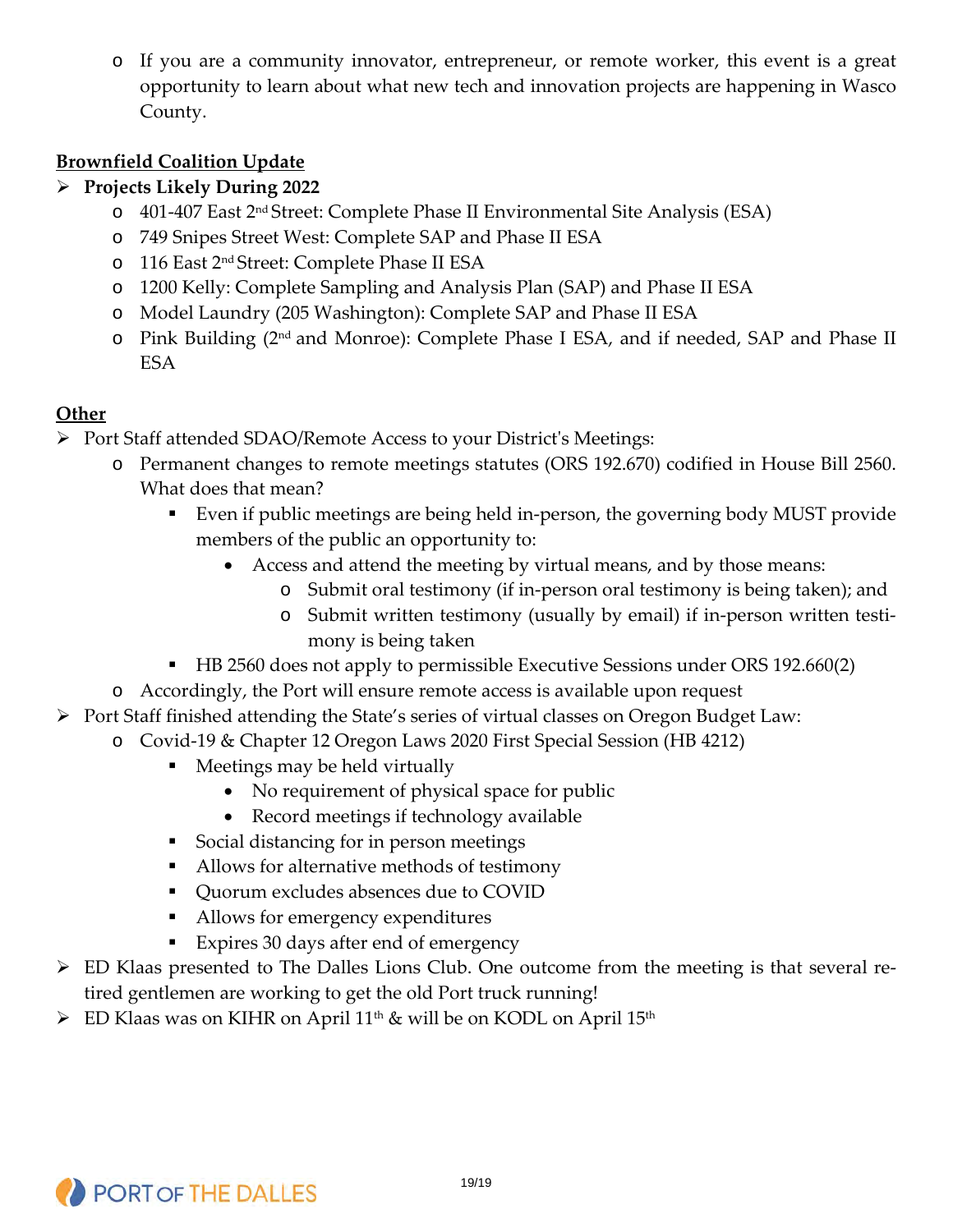- If you are a community innovator, entrepreneur, or remote worker, this event is a great opportunity to learn about what new tech and innovation projects are happening in Wasco County.

**Brownfield Coalition Update**

- **Projects Likely During 2022**
  - 401-407 East 2nd Street: Complete Phase II Environmental Site Analysis (ESA)
  - 749 Snipes Street West: Complete SAP and Phase II ESA
  - 116 East 2nd Street: Complete Phase II ESA
  - 1200 Kelly: Complete Sampling and Analysis Plan (SAP) and Phase II ESA
  - Model Laundry (205 Washington): Complete SAP and Phase II ESA
  - Pink Building (2nd and Monroe): Complete Phase I ESA, and if needed, SAP and Phase II ESA

**Other**

- Port Staff attended SDAO/Remote Access to your District's Meetings:
  - Permanent changes to remote meetings statutes (ORS 192.670) codified in House Bill 2560. What does that mean?
    - Even if public meetings are being held in-person, the governing body MUST provide members of the public an opportunity to:
      - Access and attend the meeting by virtual means, and by those means:
        - Submit oral testimony (if in-person oral testimony is being taken); and
        - Submit written testimony (usually by email) if in-person written testimony is being taken
    - HB 2560 does not apply to permissible Executive Sessions under ORS 192.660(2)
  - Accordingly, the Port will ensure remote access is available upon request
- Port Staff finished attending the State's series of virtual classes on Oregon Budget Law:
  - Covid-19 & Chapter 12 Oregon Laws 2020 First Special Session (HB 4212)
    - Meetings may be held virtually
      - No requirement of physical space for public
      - Record meetings if technology available
    - Social distancing for in person meetings
    - Allows for alternative methods of testimony
    - Quorum excludes absences due to COVID
    - Allows for emergency expenditures
    - Expires 30 days after end of emergency
- ED Klaas presented to The Dalles Lions Club. One outcome from the meeting is that several retired gentlemen are working to get the old Port truck running!
- ED Klaas was on KIHR on April 11th & will be on KODL on April 15th